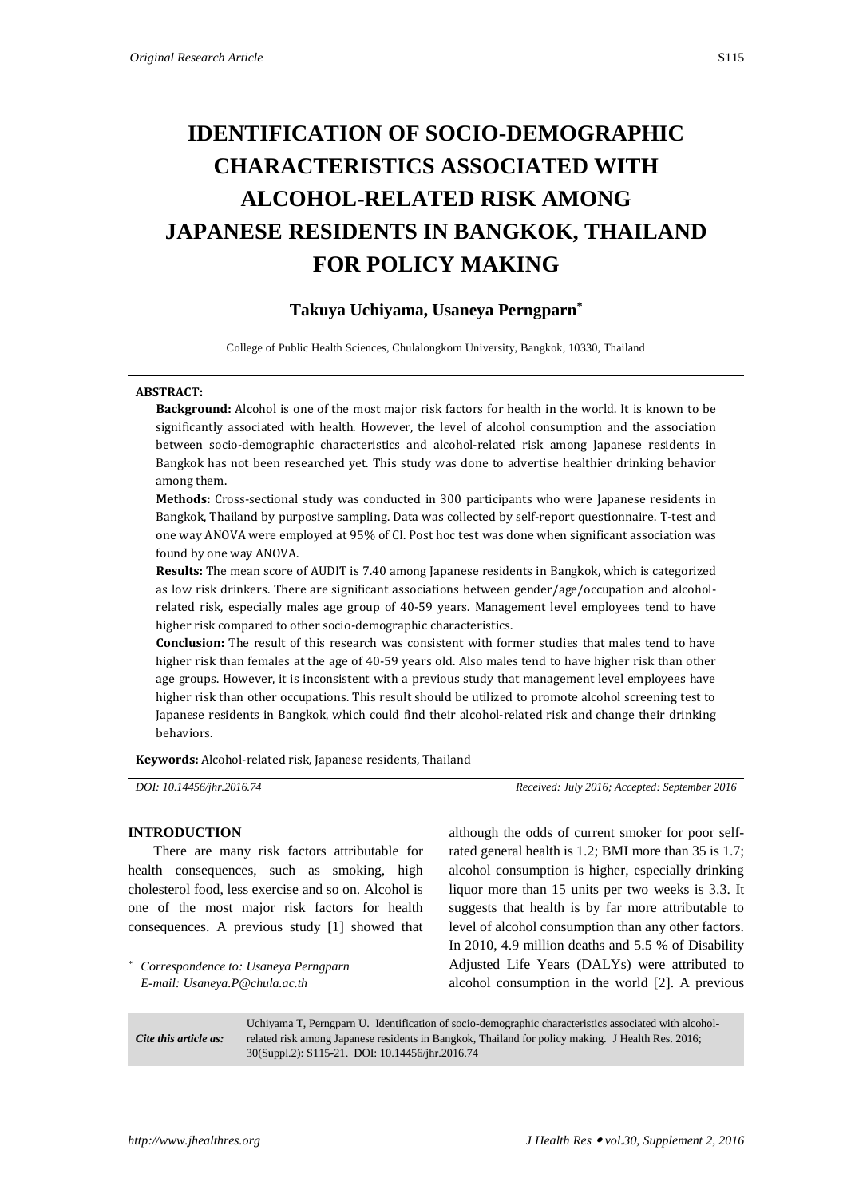*Original Research Article*

# IDENTIFICATION OF SOCIO-DEMOGRAPHIC CHARACTERISTICS ASSOCIATED WITH ALCOHOL-RELATED RISK AMONG JAPANESE RESIDENTS IN BANGKOK, THAILAND FOR POLICY MAKING

**Takuya Uchiyama, Usaneya Perngparn***

College of Public Health Sciences, Chulalongkorn University, Bangkok, 10330, Thailand

**ABSTRACT:**

**Background:** Alcohol is one of the most major risk factors for health in the world. It is known to be significantly associated with health. However, the level of alcohol consumption and the association between socio-demographic characteristics and alcohol-related risk among Japanese residents in Bangkok has not been researched yet. This study was done to advertise healthier drinking behavior among them.

**Methods:** Cross-sectional study was conducted in 300 participants who were Japanese residents in Bangkok, Thailand by purposive sampling. Data was collected by self-report questionnaire. T-test and one way ANOVA were employed at 95% of CI. Post hoc test was done when significant association was found by one way ANOVA.

**Results:** The mean score of AUDIT is 7.40 among Japanese residents in Bangkok, which is categorized as low risk drinkers. There are significant associations between gender/age/occupation and alcohol-related risk, especially males age group of 40-59 years. Management level employees tend to have higher risk compared to other socio-demographic characteristics.

**Conclusion:** The result of this research was consistent with former studies that males tend to have higher risk than females at the age of 40-59 years old. Also males tend to have higher risk than other age groups. However, it is inconsistent with a previous study that management level employees have higher risk than other occupations. This result should be utilized to promote alcohol screening test to Japanese residents in Bangkok, which could find their alcohol-related risk and change their drinking behaviors.

**Keywords:** Alcohol-related risk, Japanese residents, Thailand

*DOI: 10.14456/jhr.2016.74*

*Received: July 2016; Accepted: September 2016*

## INTRODUCTION

There are many risk factors attributable for health consequences, such as smoking, high cholesterol food, less exercise and so on. Alcohol is one of the most major risk factors for health consequences. A previous study [1] showed that although the odds of current smoker for poor self-rated general health is 1.2; BMI more than 35 is 1.7; alcohol consumption is higher, especially drinking liquor more than 15 units per two weeks is 3.3. It suggests that health is by far more attributable to level of alcohol consumption than any other factors. In 2010, 4.9 million deaths and 5.5 % of Disability Adjusted Life Years (DALYs) were attributed to alcohol consumption in the world [2]. A previous

\* *Correspondence to: Usaneya Perngparn*
*E-mail: Usaneya.P@chula.ac.th*

*Cite this article as:* Uchiyama T, Perngparn U. Identification of socio-demographic characteristics associated with alcohol-related risk among Japanese residents in Bangkok, Thailand for policy making. J Health Res. 2016; 30(Suppl.2): S115-21. DOI: 10.14456/jhr.2016.74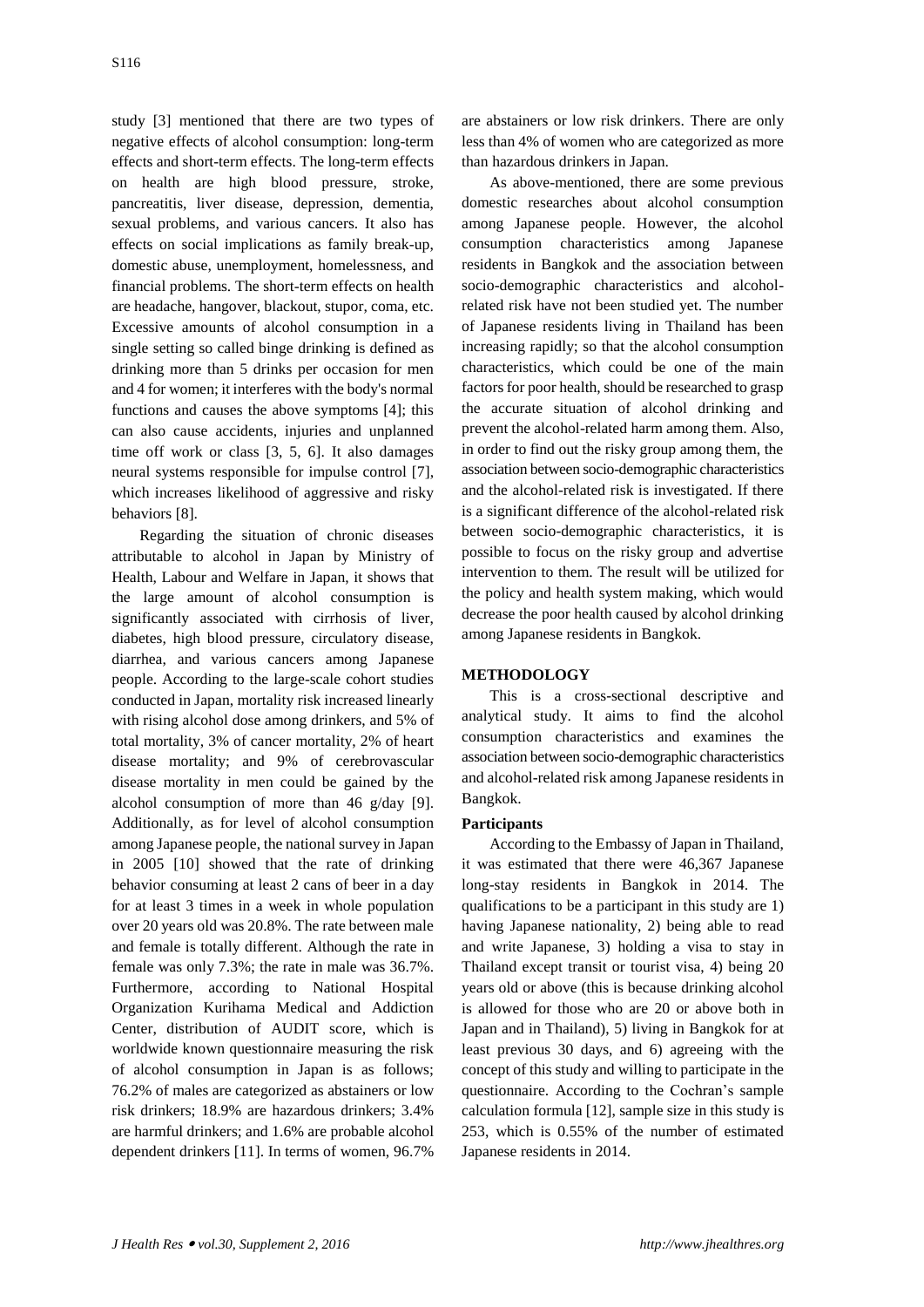study [3] mentioned that there are two types of negative effects of alcohol consumption: long-term effects and short-term effects. The long-term effects on health are high blood pressure, stroke, pancreatitis, liver disease, depression, dementia, sexual problems, and various cancers. It also has effects on social implications as family break-up, domestic abuse, unemployment, homelessness, and financial problems. The short-term effects on health are headache, hangover, blackout, stupor, coma, etc. Excessive amounts of alcohol consumption in a single setting so called binge drinking is defined as drinking more than 5 drinks per occasion for men and 4 for women; it interferes with the body's normal functions and causes the above symptoms [4]; this can also cause accidents, injuries and unplanned time off work or class [3, 5, 6]. It also damages neural systems responsible for impulse control [7], which increases likelihood of aggressive and risky behaviors [8].

Regarding the situation of chronic diseases attributable to alcohol in Japan by Ministry of Health, Labour and Welfare in Japan, it shows that the large amount of alcohol consumption is significantly associated with cirrhosis of liver, diabetes, high blood pressure, circulatory disease, diarrhea, and various cancers among Japanese people. According to the large-scale cohort studies conducted in Japan, mortality risk increased linearly with rising alcohol dose among drinkers, and 5% of total mortality, 3% of cancer mortality, 2% of heart disease mortality; and 9% of cerebrovascular disease mortality in men could be gained by the alcohol consumption of more than 46 g/day [9]. Additionally, as for level of alcohol consumption among Japanese people, the national survey in Japan in 2005 [10] showed that the rate of drinking behavior consuming at least 2 cans of beer in a day for at least 3 times in a week in whole population over 20 years old was 20.8%. The rate between male and female is totally different. Although the rate in female was only 7.3%; the rate in male was 36.7%. Furthermore, according to National Hospital Organization Kurihama Medical and Addiction Center, distribution of AUDIT score, which is worldwide known questionnaire measuring the risk of alcohol consumption in Japan is as follows; 76.2% of males are categorized as abstainers or low risk drinkers; 18.9% are hazardous drinkers; 3.4% are harmful drinkers; and 1.6% are probable alcohol dependent drinkers [11]. In terms of women, 96.7% are abstainers or low risk drinkers. There are only less than 4% of women who are categorized as more than hazardous drinkers in Japan.

As above-mentioned, there are some previous domestic researches about alcohol consumption among Japanese people. However, the alcohol consumption characteristics among Japanese residents in Bangkok and the association between socio-demographic characteristics and alcohol-related risk have not been studied yet. The number of Japanese residents living in Thailand has been increasing rapidly; so that the alcohol consumption characteristics, which could be one of the main factors for poor health, should be researched to grasp the accurate situation of alcohol drinking and prevent the alcohol-related harm among them. Also, in order to find out the risky group among them, the association between socio-demographic characteristics and the alcohol-related risk is investigated. If there is a significant difference of the alcohol-related risk between socio-demographic characteristics, it is possible to focus on the risky group and advertise intervention to them. The result will be utilized for the policy and health system making, which would decrease the poor health caused by alcohol drinking among Japanese residents in Bangkok.

## METHODOLOGY

This is a cross-sectional descriptive and analytical study. It aims to find the alcohol consumption characteristics and examines the association between socio-demographic characteristics and alcohol-related risk among Japanese residents in Bangkok.

### Participants

According to the Embassy of Japan in Thailand, it was estimated that there were 46,367 Japanese long-stay residents in Bangkok in 2014. The qualifications to be a participant in this study are 1) having Japanese nationality, 2) being able to read and write Japanese, 3) holding a visa to stay in Thailand except transit or tourist visa, 4) being 20 years old or above (this is because drinking alcohol is allowed for those who are 20 or above both in Japan and in Thailand), 5) living in Bangkok for at least previous 30 days, and 6) agreeing with the concept of this study and willing to participate in the questionnaire. According to the Cochran's sample calculation formula [12], sample size in this study is 253, which is 0.55% of the number of estimated Japanese residents in 2014.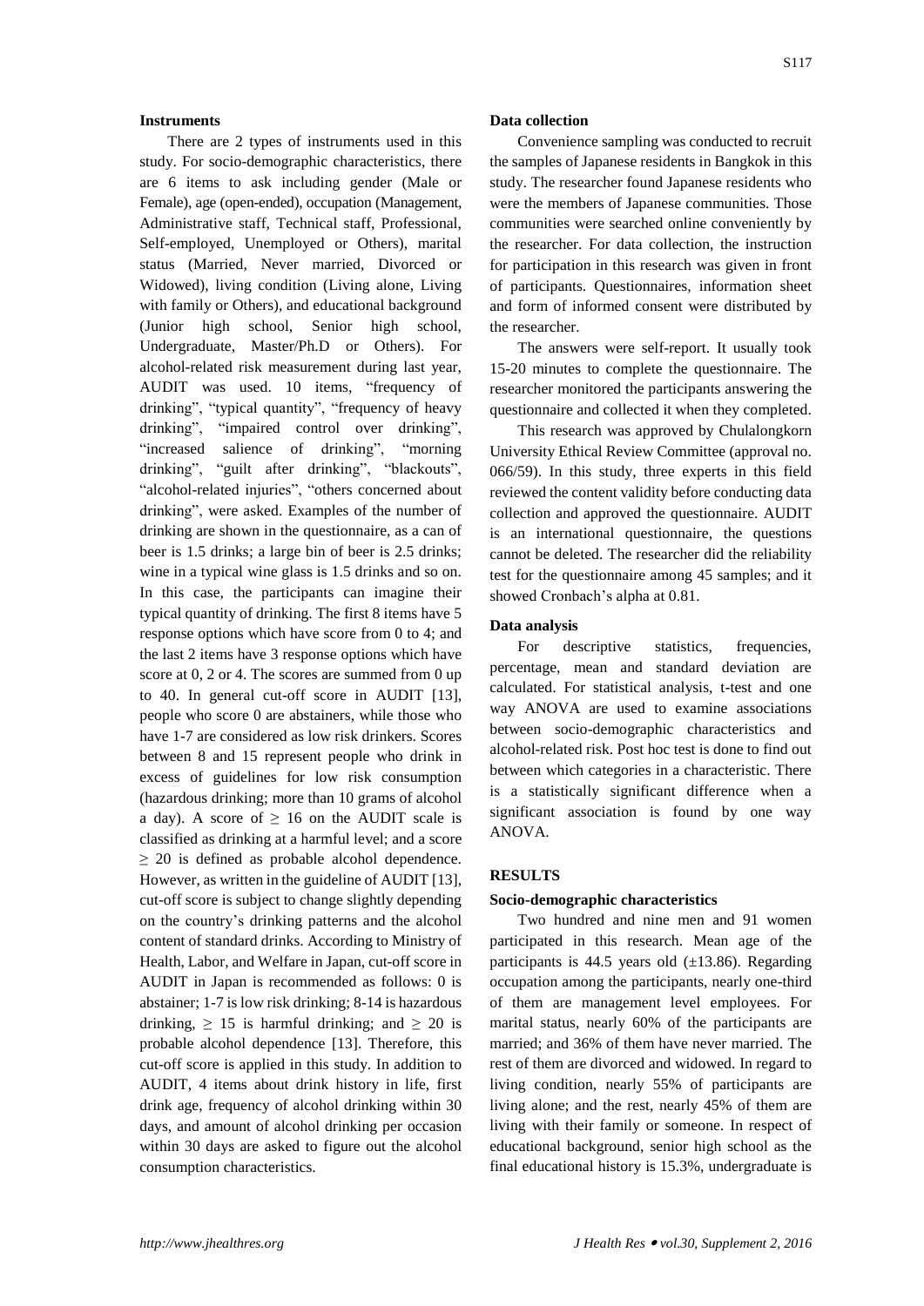### Instruments

There are 2 types of instruments used in this study. For socio-demographic characteristics, there are 6 items to ask including gender (Male or Female), age (open-ended), occupation (Management, Administrative staff, Technical staff, Professional, Self-employed, Unemployed or Others), marital status (Married, Never married, Divorced or Widowed), living condition (Living alone, Living with family or Others), and educational background (Junior high school, Senior high school, Undergraduate, Master/Ph.D or Others). For alcohol-related risk measurement during last year, AUDIT was used. 10 items, "frequency of drinking", "typical quantity", "frequency of heavy drinking", "impaired control over drinking", "increased salience of drinking", "morning drinking", "guilt after drinking", "blackouts", "alcohol-related injuries", "others concerned about drinking", were asked. Examples of the number of drinking are shown in the questionnaire, as a can of beer is 1.5 drinks; a large bin of beer is 2.5 drinks; wine in a typical wine glass is 1.5 drinks and so on. In this case, the participants can imagine their typical quantity of drinking. The first 8 items have 5 response options which have score from 0 to 4; and the last 2 items have 3 response options which have score at 0, 2 or 4. The scores are summed from 0 up to 40. In general cut-off score in AUDIT [13], people who score 0 are abstainers, while those who have 1-7 are considered as low risk drinkers. Scores between 8 and 15 represent people who drink in excess of guidelines for low risk consumption (hazardous drinking; more than 10 grams of alcohol a day). A score of $\geq$ 16 on the AUDIT scale is classified as drinking at a harmful level; and a score $\geq$ 20 is defined as probable alcohol dependence. However, as written in the guideline of AUDIT [13], cut-off score is subject to change slightly depending on the country's drinking patterns and the alcohol content of standard drinks. According to Ministry of Health, Labor, and Welfare in Japan, cut-off score in AUDIT in Japan is recommended as follows: 0 is abstainer; 1-7 is low risk drinking; 8-14 is hazardous drinking, $\geq$ 15 is harmful drinking; and $\geq$ 20 is probable alcohol dependence [13]. Therefore, this cut-off score is applied in this study. In addition to AUDIT, 4 items about drink history in life, first drink age, frequency of alcohol drinking within 30 days, and amount of alcohol drinking per occasion within 30 days are asked to figure out the alcohol consumption characteristics.

### Data collection

Convenience sampling was conducted to recruit the samples of Japanese residents in Bangkok in this study. The researcher found Japanese residents who were the members of Japanese communities. Those communities were searched online conveniently by the researcher. For data collection, the instruction for participation in this research was given in front of participants. Questionnaires, information sheet and form of informed consent were distributed by the researcher.

The answers were self-report. It usually took 15-20 minutes to complete the questionnaire. The researcher monitored the participants answering the questionnaire and collected it when they completed.

This research was approved by Chulalongkorn University Ethical Review Committee (approval no. 066/59). In this study, three experts in this field reviewed the content validity before conducting data collection and approved the questionnaire. AUDIT is an international questionnaire, the questions cannot be deleted. The researcher did the reliability test for the questionnaire among 45 samples; and it showed Cronbach's alpha at 0.81.

### Data analysis

For descriptive statistics, frequencies, percentage, mean and standard deviation are calculated. For statistical analysis, t-test and one way ANOVA are used to examine associations between socio-demographic characteristics and alcohol-related risk. Post hoc test is done to find out between which categories in a characteristic. There is a statistically significant difference when a significant association is found by one way ANOVA.

## RESULTS

### Socio-demographic characteristics

Two hundred and nine men and 91 women participated in this research. Mean age of the participants is 44.5 years old ($\pm$13.86). Regarding occupation among the participants, nearly one-third of them are management level employees. For marital status, nearly 60% of the participants are married; and 36% of them have never married. The rest of them are divorced and widowed. In regard to living condition, nearly 55% of participants are living alone; and the rest, nearly 45% of them are living with their family or someone. In respect of educational background, senior high school as the final educational history is 15.3%, undergraduate is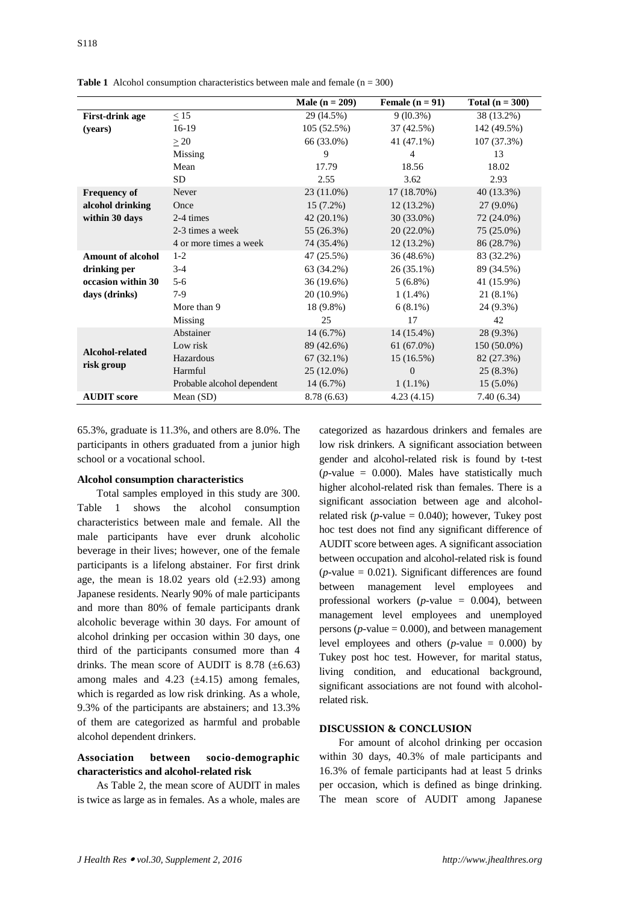**Table 1** Alcohol consumption characteristics between male and female (n = 300)

| | | Male (n = 209) | Female (n = 91) | Total (n = 300) |
|---|---|---|---|---|
| **First-drink age (years)** | ≤ 15 | 29 (14.5%) | 9 (10.3%) | 38 (13.2%) |
| | 16-19 | 105 (52.5%) | 37 (42.5%) | 142 (49.5%) |
| | ≥ 20 | 66 (33.0%) | 41 (47.1%) | 107 (37.3%) |
| | Missing | 9 | 4 | 13 |
| | Mean | 17.79 | 18.56 | 18.02 |
| | SD | 2.55 | 3.62 | 2.93 |
| **Frequency of alcohol drinking within 30 days** | Never | 23 (11.0%) | 17 (18.70%) | 40 (13.3%) |
| | Once | 15 (7.2%) | 12 (13.2%) | 27 (9.0%) |
| | 2-4 times | 42 (20.1%) | 30 (33.0%) | 72 (24.0%) |
| | 2-3 times a week | 55 (26.3%) | 20 (22.0%) | 75 (25.0%) |
| | 4 or more times a week | 74 (35.4%) | 12 (13.2%) | 86 (28.7%) |
| **Amount of alcohol drinking per occasion within 30 days (drinks)** | 1-2 | 47 (25.5%) | 36 (48.6%) | 83 (32.2%) |
| | 3-4 | 63 (34.2%) | 26 (35.1%) | 89 (34.5%) |
| | 5-6 | 36 (19.6%) | 5 (6.8%) | 41 (15.9%) |
| | 7-9 | 20 (10.9%) | 1 (1.4%) | 21 (8.1%) |
| | More than 9 | 18 (9.8%) | 6 (8.1%) | 24 (9.3%) |
| | Missing | 25 | 17 | 42 |
| **Alcohol-related risk group** | Abstainer | 14 (6.7%) | 14 (15.4%) | 28 (9.3%) |
| | Low risk | 89 (42.6%) | 61 (67.0%) | 150 (50.0%) |
| | Hazardous | 67 (32.1%) | 15 (16.5%) | 82 (27.3%) |
| | Harmful | 25 (12.0%) | 0 | 25 (8.3%) |
| | Probable alcohol dependent | 14 (6.7%) | 1 (1.1%) | 15 (5.0%) |
| **AUDIT score** | Mean (SD) | 8.78 (6.63) | 4.23 (4.15) | 7.40 (6.34) |

65.3%, graduate is 11.3%, and others are 8.0%. The participants in others graduated from a junior high school or a vocational school.

**Alcohol consumption characteristics**

Total samples employed in this study are 300. Table 1 shows the alcohol consumption characteristics between male and female. All the male participants have ever drunk alcoholic beverage in their lives; however, one of the female participants is a lifelong abstainer. For first drink age, the mean is 18.02 years old (±2.93) among Japanese residents. Nearly 90% of male participants and more than 80% of female participants drank alcoholic beverage within 30 days. For amount of alcohol drinking per occasion within 30 days, one third of the participants consumed more than 4 drinks. The mean score of AUDIT is 8.78 (±6.63) among males and 4.23 (±4.15) among females, which is regarded as low risk drinking. As a whole, 9.3% of the participants are abstainers; and 13.3% of them are categorized as harmful and probable alcohol dependent drinkers.

**Association between socio-demographic characteristics and alcohol-related risk**

As Table 2, the mean score of AUDIT in males is twice as large as in females. As a whole, males are categorized as hazardous drinkers and females are low risk drinkers. A significant association between gender and alcohol-related risk is found by t-test (*p*-value = 0.000). Males have statistically much higher alcohol-related risk than females. There is a significant association between age and alcohol-related risk (*p*-value = 0.040); however, Tukey post hoc test does not find any significant difference of AUDIT score between ages. A significant association between occupation and alcohol-related risk is found (*p*-value = 0.021). Significant differences are found between management level employees and professional workers (*p*-value = 0.004), between management level employees and unemployed persons (*p*-value = 0.000), and between management level employees and others (*p*-value = 0.000) by Tukey post hoc test. However, for marital status, living condition, and educational background, significant associations are not found with alcohol-related risk.

**DISCUSSION & CONCLUSION**

For amount of alcohol drinking per occasion within 30 days, 40.3% of male participants and 16.3% of female participants had at least 5 drinks per occasion, which is defined as binge drinking. The mean score of AUDIT among Japanese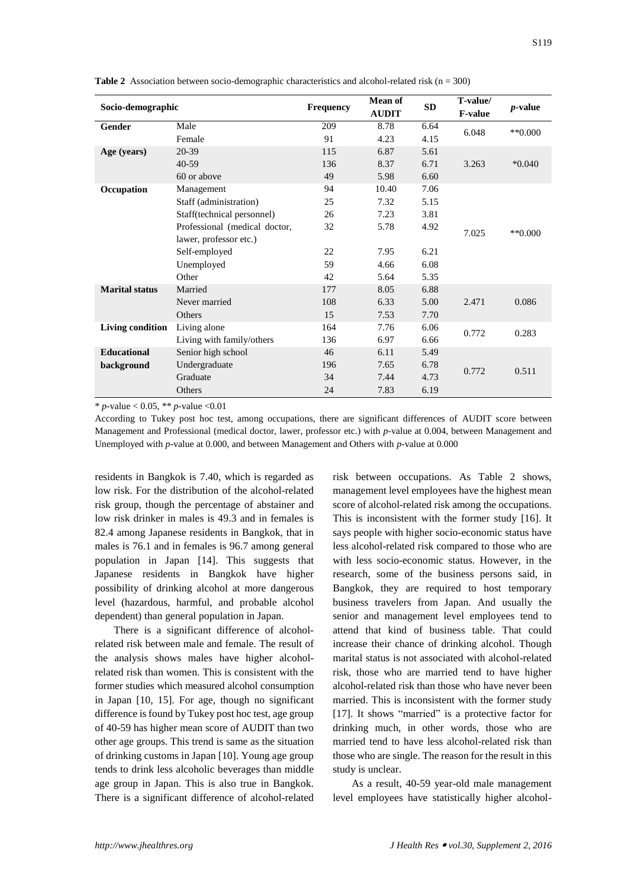**Table 2** Association between socio-demographic characteristics and alcohol-related risk (n = 300)

| Socio-demographic | | Frequency | Mean of AUDIT | SD | T-value/ F-value | *p*-value |
|---|---|---|---|---|---|---|
| **Gender** | Male | 209 | 8.78 | 6.64 | 6.048 | **0.000 |
| | Female | 91 | 4.23 | 4.15 | | |
| **Age (years)** | 20-39 | 115 | 6.87 | 5.61 | 3.263 | *0.040 |
| | 40-59 | 136 | 8.37 | 6.71 | | |
| | 60 or above | 49 | 5.98 | 6.60 | | |
| **Occupation** | Management | 94 | 10.40 | 7.06 | 7.025 | **0.000 |
| | Staff (administration) | 25 | 7.32 | 5.15 | | |
| | Staff(technical personnel) | 26 | 7.23 | 3.81 | | |
| | Professional (medical doctor, lawer, professor etc.) | 32 | 5.78 | 4.92 | | |
| | Self-employed | 22 | 7.95 | 6.21 | | |
| | Unemployed | 59 | 4.66 | 6.08 | | |
| | Other | 42 | 5.64 | 5.35 | | |
| **Marital status** | Married | 177 | 8.05 | 6.88 | 2.471 | 0.086 |
| | Never married | 108 | 6.33 | 5.00 | | |
| | Others | 15 | 7.53 | 7.70 | | |
| **Living condition** | Living alone | 164 | 7.76 | 6.06 | 0.772 | 0.283 |
| | Living with family/others | 136 | 6.97 | 6.66 | | |
| **Educational background** | Senior high school | 46 | 6.11 | 5.49 | 0.772 | 0.511 |
| | Undergraduate | 196 | 7.65 | 6.78 | | |
| | Graduate | 34 | 7.44 | 4.73 | | |
| | Others | 24 | 7.83 | 6.19 | | |

\* $p$-value < 0.05, \*\* $p$-value <0.01

According to Tukey post hoc test, among occupations, there are significant differences of AUDIT score between Management and Professional (medical doctor, lawer, professor etc.) with *p*-value at 0.004, between Management and Unemployed with *p*-value at 0.000, and between Management and Others with *p*-value at 0.000

residents in Bangkok is 7.40, which is regarded as low risk. For the distribution of the alcohol-related risk group, though the percentage of abstainer and low risk drinker in males is 49.3 and in females is 82.4 among Japanese residents in Bangkok, that in males is 76.1 and in females is 96.7 among general population in Japan [14]. This suggests that Japanese residents in Bangkok have higher possibility of drinking alcohol at more dangerous level (hazardous, harmful, and probable alcohol dependent) than general population in Japan.

There is a significant difference of alcohol-related risk between male and female. The result of the analysis shows males have higher alcohol-related risk than women. This is consistent with the former studies which measured alcohol consumption in Japan [10, 15]. For age, though no significant difference is found by Tukey post hoc test, age group of 40-59 has higher mean score of AUDIT than two other age groups. This trend is same as the situation of drinking customs in Japan [10]. Young age group tends to drink less alcoholic beverages than middle age group in Japan. This is also true in Bangkok. There is a significant difference of alcohol-related risk between occupations. As Table 2 shows, management level employees have the highest mean score of alcohol-related risk among the occupations. This is inconsistent with the former study [16]. It says people with higher socio-economic status have less alcohol-related risk compared to those who are with less socio-economic status. However, in the research, some of the business persons said, in Bangkok, they are required to host temporary business travelers from Japan. And usually the senior and management level employees tend to attend that kind of business table. That could increase their chance of drinking alcohol. Though marital status is not associated with alcohol-related risk, those who are married tend to have higher alcohol-related risk than those who have never been married. This is inconsistent with the former study [17]. It shows "married" is a protective factor for drinking much, in other words, those who are married tend to have less alcohol-related risk than those who are single. The reason for the result in this study is unclear.

As a result, 40-59 year-old male management level employees have statistically higher alcohol-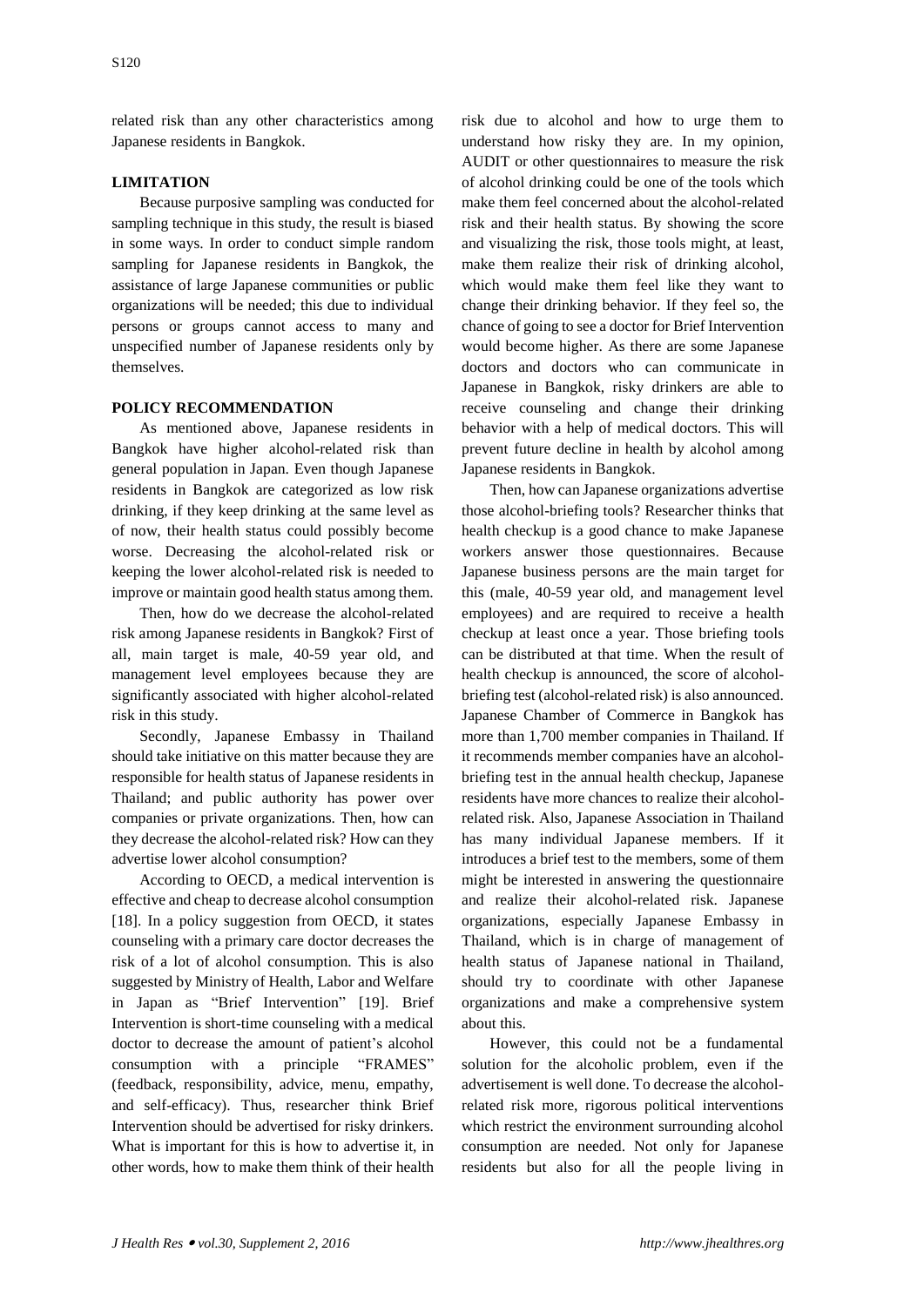related risk than any other characteristics among Japanese residents in Bangkok.

## LIMITATION

Because purposive sampling was conducted for sampling technique in this study, the result is biased in some ways. In order to conduct simple random sampling for Japanese residents in Bangkok, the assistance of large Japanese communities or public organizations will be needed; this due to individual persons or groups cannot access to many and unspecified number of Japanese residents only by themselves.

## POLICY RECOMMENDATION

As mentioned above, Japanese residents in Bangkok have higher alcohol-related risk than general population in Japan. Even though Japanese residents in Bangkok are categorized as low risk drinking, if they keep drinking at the same level as of now, their health status could possibly become worse. Decreasing the alcohol-related risk or keeping the lower alcohol-related risk is needed to improve or maintain good health status among them.

Then, how do we decrease the alcohol-related risk among Japanese residents in Bangkok? First of all, main target is male, 40-59 year old, and management level employees because they are significantly associated with higher alcohol-related risk in this study.

Secondly, Japanese Embassy in Thailand should take initiative on this matter because they are responsible for health status of Japanese residents in Thailand; and public authority has power over companies or private organizations. Then, how can they decrease the alcohol-related risk? How can they advertise lower alcohol consumption?

According to OECD, a medical intervention is effective and cheap to decrease alcohol consumption [18]. In a policy suggestion from OECD, it states counseling with a primary care doctor decreases the risk of a lot of alcohol consumption. This is also suggested by Ministry of Health, Labor and Welfare in Japan as "Brief Intervention" [19]. Brief Intervention is short-time counseling with a medical doctor to decrease the amount of patient's alcohol consumption with a principle "FRAMES" (feedback, responsibility, advice, menu, empathy, and self-efficacy). Thus, researcher think Brief Intervention should be advertised for risky drinkers. What is important for this is how to advertise it, in other words, how to make them think of their health risk due to alcohol and how to urge them to understand how risky they are. In my opinion, AUDIT or other questionnaires to measure the risk of alcohol drinking could be one of the tools which make them feel concerned about the alcohol-related risk and their health status. By showing the score and visualizing the risk, those tools might, at least, make them realize their risk of drinking alcohol, which would make them feel like they want to change their drinking behavior. If they feel so, the chance of going to see a doctor for Brief Intervention would become higher. As there are some Japanese doctors and doctors who can communicate in Japanese in Bangkok, risky drinkers are able to receive counseling and change their drinking behavior with a help of medical doctors. This will prevent future decline in health by alcohol among Japanese residents in Bangkok.

Then, how can Japanese organizations advertise those alcohol-briefing tools? Researcher thinks that health checkup is a good chance to make Japanese workers answer those questionnaires. Because Japanese business persons are the main target for this (male, 40-59 year old, and management level employees) and are required to receive a health checkup at least once a year. Those briefing tools can be distributed at that time. When the result of health checkup is announced, the score of alcohol-briefing test (alcohol-related risk) is also announced. Japanese Chamber of Commerce in Bangkok has more than 1,700 member companies in Thailand. If it recommends member companies have an alcohol-briefing test in the annual health checkup, Japanese residents have more chances to realize their alcohol-related risk. Also, Japanese Association in Thailand has many individual Japanese members. If it introduces a brief test to the members, some of them might be interested in answering the questionnaire and realize their alcohol-related risk. Japanese organizations, especially Japanese Embassy in Thailand, which is in charge of management of health status of Japanese national in Thailand, should try to coordinate with other Japanese organizations and make a comprehensive system about this.

However, this could not be a fundamental solution for the alcoholic problem, even if the advertisement is well done. To decrease the alcohol-related risk more, rigorous political interventions which restrict the environment surrounding alcohol consumption are needed. Not only for Japanese residents but also for all the people living in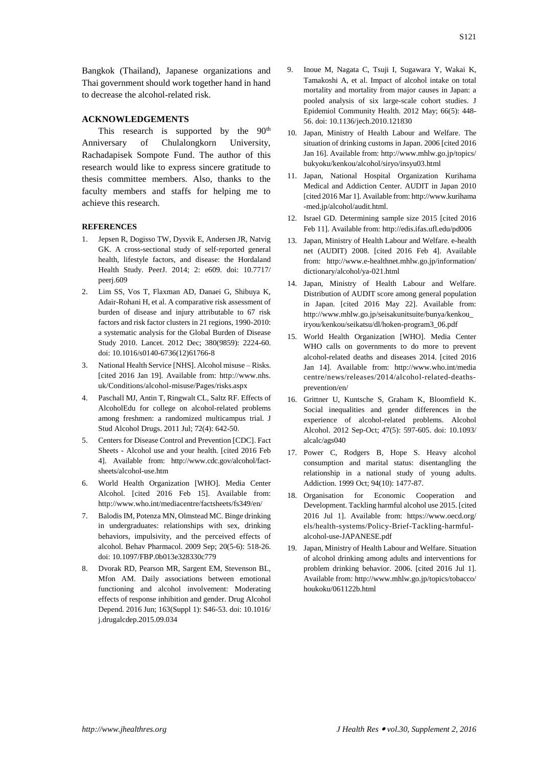Bangkok (Thailand), Japanese organizations and Thai government should work together hand in hand to decrease the alcohol-related risk.

## ACKNOWLEDGEMENTS

This research is supported by the 90th Anniversary of Chulalongkorn University, Rachadapisek Sompote Fund. The author of this research would like to express sincere gratitude to thesis committee members. Also, thanks to the faculty members and staffs for helping me to achieve this research.

## REFERENCES

1. Jepsen R, Dogisso TW, Dysvik E, Andersen JR, Natvig GK. A cross-sectional study of self-reported general health, lifestyle factors, and disease: the Hordaland Health Study. PeerJ. 2014; 2: e609. doi: 10.7717/peerj.609
2. Lim SS, Vos T, Flaxman AD, Danaei G, Shibuya K, Adair-Rohani H, et al. A comparative risk assessment of burden of disease and injury attributable to 67 risk factors and risk factor clusters in 21 regions, 1990-2010: a systematic analysis for the Global Burden of Disease Study 2010. Lancet. 2012 Dec; 380(9859): 2224-60. doi: 10.1016/s0140-6736(12)61766-8
3. National Health Service [NHS]. Alcohol misuse – Risks. [cited 2016 Jan 19]. Available from: http://www.nhs.uk/Conditions/alcohol-misuse/Pages/risks.aspx
4. Paschall MJ, Antin T, Ringwalt CL, Saltz RF. Effects of AlcoholEdu for college on alcohol-related problems among freshmen: a randomized multicampus trial. J Stud Alcohol Drugs. 2011 Jul; 72(4): 642-50.
5. Centers for Disease Control and Prevention [CDC]. Fact Sheets - Alcohol use and your health. [cited 2016 Feb 4]. Available from: http://www.cdc.gov/alcohol/fact-sheets/alcohol-use.htm
6. World Health Organization [WHO]. Media Center Alcohol. [cited 2016 Feb 15]. Available from: http://www.who.int/mediacentre/factsheets/fs349/en/
7. Balodis IM, Potenza MN, Olmstead MC. Binge drinking in undergraduates: relationships with sex, drinking behaviors, impulsivity, and the perceived effects of alcohol. Behav Pharmacol. 2009 Sep; 20(5-6): 518-26. doi: 10.1097/FBP.0b013e328330c779
8. Dvorak RD, Pearson MR, Sargent EM, Stevenson BL, Mfon AM. Daily associations between emotional functioning and alcohol involvement: Moderating effects of response inhibition and gender. Drug Alcohol Depend. 2016 Jun; 163(Suppl 1): S46-53. doi: 10.1016/j.drugalcdep.2015.09.034
9. Inoue M, Nagata C, Tsuji I, Sugawara Y, Wakai K, Tamakoshi A, et al. Impact of alcohol intake on total mortality and mortality from major causes in Japan: a pooled analysis of six large-scale cohort studies. J Epidemiol Community Health. 2012 May; 66(5): 448-56. doi: 10.1136/jech.2010.121830
10. Japan, Ministry of Health Labour and Welfare. The situation of drinking customs in Japan. 2006 [cited 2016 Jan 16]. Available from: http://www.mhlw.go.jp/topics/bukyoku/kenkou/alcohol/siryo/insyu03.html
11. Japan, National Hospital Organization Kurihama Medical and Addiction Center. AUDIT in Japan 2010 [cited 2016 Mar 1]. Available from: http://www.kurihama-med.jp/alcohol/audit.html.
12. Israel GD. Determining sample size 2015 [cited 2016 Feb 11]. Available from: http://edis.ifas.ufl.edu/pd006
13. Japan, Ministry of Health Labour and Welfare. e-health net (AUDIT) 2008. [cited 2016 Feb 4]. Available from: http://www.e-healthnet.mhlw.go.jp/information/dictionary/alcohol/ya-021.html
14. Japan, Ministry of Health Labour and Welfare. Distribution of AUDIT score among general population in Japan. [cited 2016 May 22]. Available from: http://www.mhlw.go.jp/seisakunitsuite/bunya/kenkou_iryou/kenkou/seikatsu/dl/hoken-program3_06.pdf
15. World Health Organization [WHO]. Media Center WHO calls on governments to do more to prevent alcohol-related deaths and diseases 2014. [cited 2016 Jan 14]. Available from: http://www.who.int/mediacentre/news/releases/2014/alcohol-related-deaths-prevention/en/
16. Grittner U, Kuntsche S, Graham K, Bloomfield K. Social inequalities and gender differences in the experience of alcohol-related problems. Alcohol Alcohol. 2012 Sep-Oct; 47(5): 597-605. doi: 10.1093/alcalc/ags040
17. Power C, Rodgers B, Hope S. Heavy alcohol consumption and marital status: disentangling the relationship in a national study of young adults. Addiction. 1999 Oct; 94(10): 1477-87.
18. Organisation for Economic Cooperation and Development. Tackling harmful alcohol use 2015. [cited 2016 Jul 1]. Available from: https://www.oecd.org/els/health-systems/Policy-Brief-Tackling-harmful-alcohol-use-JAPANESE.pdf
19. Japan, Ministry of Health Labour and Welfare. Situation of alcohol drinking among adults and interventions for problem drinking behavior. 2006. [cited 2016 Jul 1]. Available from: http://www.mhlw.go.jp/topics/tobacco/houkoku/061122b.html